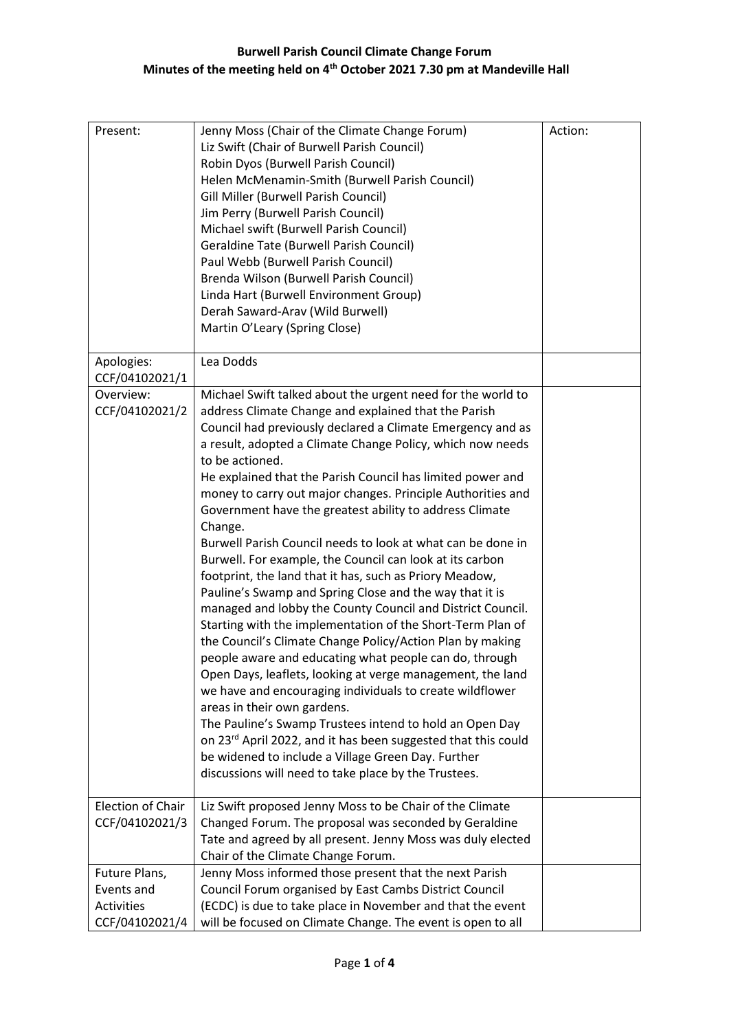**Burwell Parish Council Climate Change Forum**
**Minutes of the meeting held on 4th October 2021 7.30 pm at Mandeville Hall**

| | | |
|---|---|---|
| Present: | Jenny Moss (Chair of the Climate Change Forum)<br>Liz Swift (Chair of Burwell Parish Council)<br>Robin Dyos (Burwell Parish Council)<br>Helen McMenamin-Smith (Burwell Parish Council)<br>Gill Miller (Burwell Parish Council)<br>Jim Perry (Burwell Parish Council)<br>Michael swift (Burwell Parish Council)<br>Geraldine Tate (Burwell Parish Council)<br>Paul Webb (Burwell Parish Council)<br>Brenda Wilson (Burwell Parish Council)<br>Linda Hart (Burwell Environment Group)<br>Derah Saward-Arav (Wild Burwell)<br>Martin O'Leary (Spring Close) | Action: |
| Apologies:<br>CCF/04102021/1 | Lea Dodds | |
| Overview:<br>CCF/04102021/2 | Michael Swift talked about the urgent need for the world to address Climate Change and explained that the Parish Council had previously declared a Climate Emergency and as a result, adopted a Climate Change Policy, which now needs to be actioned.<br>He explained that the Parish Council has limited power and money to carry out major changes. Principle Authorities and Government have the greatest ability to address Climate Change.<br>Burwell Parish Council needs to look at what can be done in Burwell. For example, the Council can look at its carbon footprint, the land that it has, such as Priory Meadow, Pauline's Swamp and Spring Close and the way that it is managed and lobby the County Council and District Council. Starting with the implementation of the Short-Term Plan of the Council's Climate Change Policy/Action Plan by making people aware and educating what people can do, through Open Days, leaflets, looking at verge management, the land we have and encouraging individuals to create wildflower areas in their own gardens.<br>The Pauline's Swamp Trustees intend to hold an Open Day on 23rd April 2022, and it has been suggested that this could be widened to include a Village Green Day. Further discussions will need to take place by the Trustees. | |
| Election of Chair<br>CCF/04102021/3 | Liz Swift proposed Jenny Moss to be Chair of the Climate Changed Forum. The proposal was seconded by Geraldine Tate and agreed by all present. Jenny Moss was duly elected Chair of the Climate Change Forum. | |
| Future Plans, Events and Activities<br>CCF/04102021/4 | Jenny Moss informed those present that the next Parish Council Forum organised by East Cambs District Council (ECDC) is due to take place in November and that the event will be focused on Climate Change. The event is open to all | |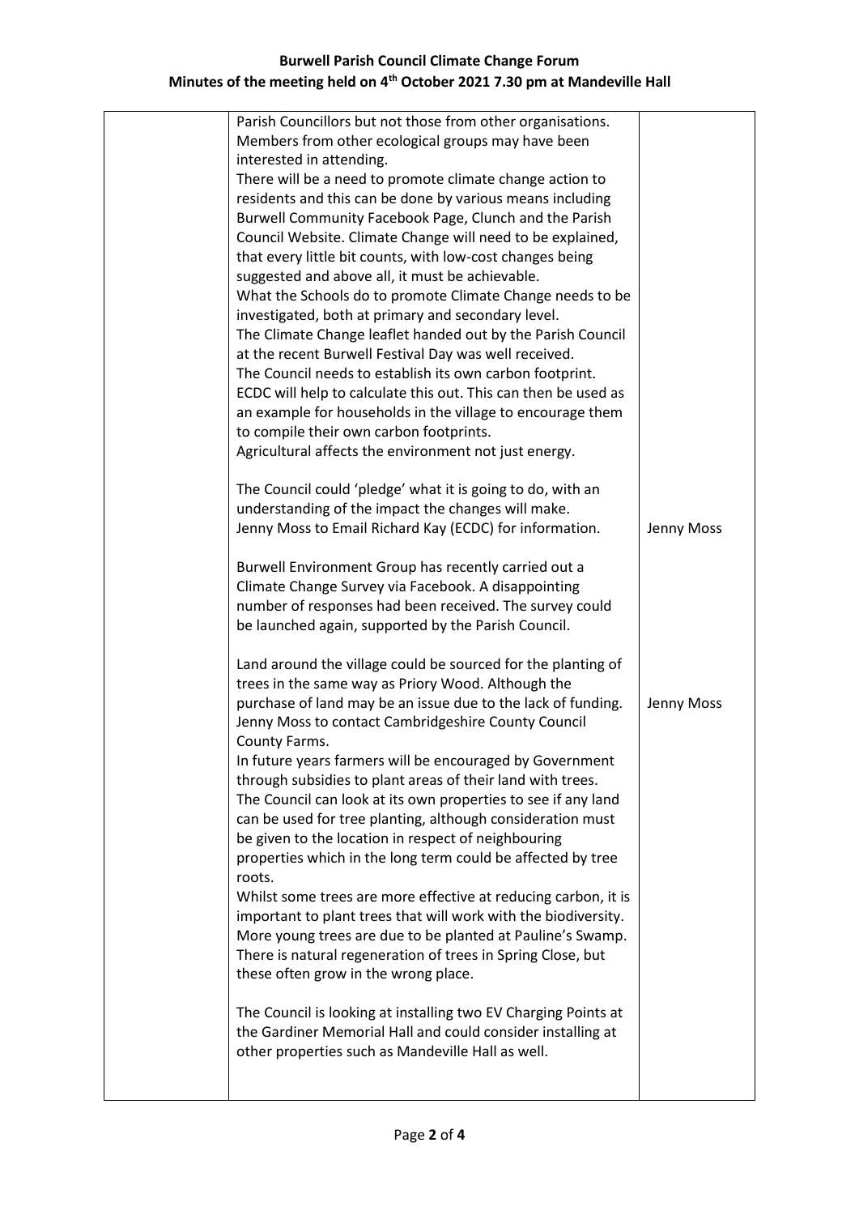| | | |
|---|---|---|
| | Parish Councillors but not those from other organisations. Members from other ecological groups may have been interested in attending.<br>There will be a need to promote climate change action to residents and this can be done by various means including Burwell Community Facebook Page, Clunch and the Parish Council Website. Climate Change will need to be explained, that every little bit counts, with low-cost changes being suggested and above all, it must be achievable.<br>What the Schools do to promote Climate Change needs to be investigated, both at primary and secondary level.<br>The Climate Change leaflet handed out by the Parish Council at the recent Burwell Festival Day was well received.<br>The Council needs to establish its own carbon footprint. ECDC will help to calculate this out. This can then be used as an example for households in the village to encourage them to compile their own carbon footprints.<br>Agricultural affects the environment not just energy.<br><br>The Council could 'pledge' what it is going to do, with an understanding of the impact the changes will make.<br>Jenny Moss to Email Richard Kay (ECDC) for information. | Jenny Moss |
| | Burwell Environment Group has recently carried out a Climate Change Survey via Facebook. A disappointing number of responses had been received. The survey could be launched again, supported by the Parish Council.<br><br>Land around the village could be sourced for the planting of trees in the same way as Priory Wood. Although the purchase of land may be an issue due to the lack of funding. Jenny Moss to contact Cambridgeshire County Council County Farms. | Jenny Moss |
| | In future years farmers will be encouraged by Government through subsidies to plant areas of their land with trees.<br>The Council can look at its own properties to see if any land can be used for tree planting, although consideration must be given to the location in respect of neighbouring properties which in the long term could be affected by tree roots.<br>Whilst some trees are more effective at reducing carbon, it is important to plant trees that will work with the biodiversity.<br>More young trees are due to be planted at Pauline's Swamp.<br>There is natural regeneration of trees in Spring Close, but these often grow in the wrong place.<br><br>The Council is looking at installing two EV Charging Points at the Gardiner Memorial Hall and could consider installing at other properties such as Mandeville Hall as well. | |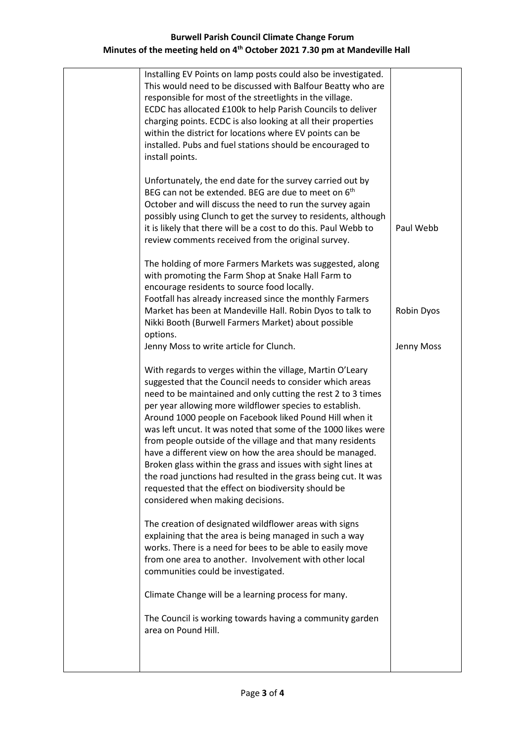| | | |
|---|---|---|
| | Installing EV Points on lamp posts could also be investigated. This would need to be discussed with Balfour Beatty who are responsible for most of the streetlights in the village.<br>ECDC has allocated £100k to help Parish Councils to deliver charging points. ECDC is also looking at all their properties within the district for locations where EV points can be installed. Pubs and fuel stations should be encouraged to install points.<br><br>Unfortunately, the end date for the survey carried out by BEG can not be extended. BEG are due to meet on 6th October and will discuss the need to run the survey again possibly using Clunch to get the survey to residents, although it is likely that there will be a cost to do this. Paul Webb to review comments received from the original survey. | Paul Webb |
| | The holding of more Farmers Markets was suggested, along with promoting the Farm Shop at Snake Hall Farm to encourage residents to source food locally.<br>Footfall has already increased since the monthly Farmers Market has been at Mandeville Hall. Robin Dyos to talk to Nikki Booth (Burwell Farmers Market) about possible options. | Robin Dyos |
| | Jenny Moss to write article for Clunch. | Jenny Moss |
| | With regards to verges within the village, Martin O'Leary suggested that the Council needs to consider which areas need to be maintained and only cutting the rest 2 to 3 times per year allowing more wildflower species to establish. Around 1000 people on Facebook liked Pound Hill when it was left uncut. It was noted that some of the 1000 likes were from people outside of the village and that many residents have a different view on how the area should be managed. Broken glass within the grass and issues with sight lines at the road junctions had resulted in the grass being cut. It was requested that the effect on biodiversity should be considered when making decisions.<br><br>The creation of designated wildflower areas with signs explaining that the area is being managed in such a way works. There is a need for bees to be able to easily move from one area to another. Involvement with other local communities could be investigated.<br><br>Climate Change will be a learning process for many.<br><br>The Council is working towards having a community garden area on Pound Hill. | |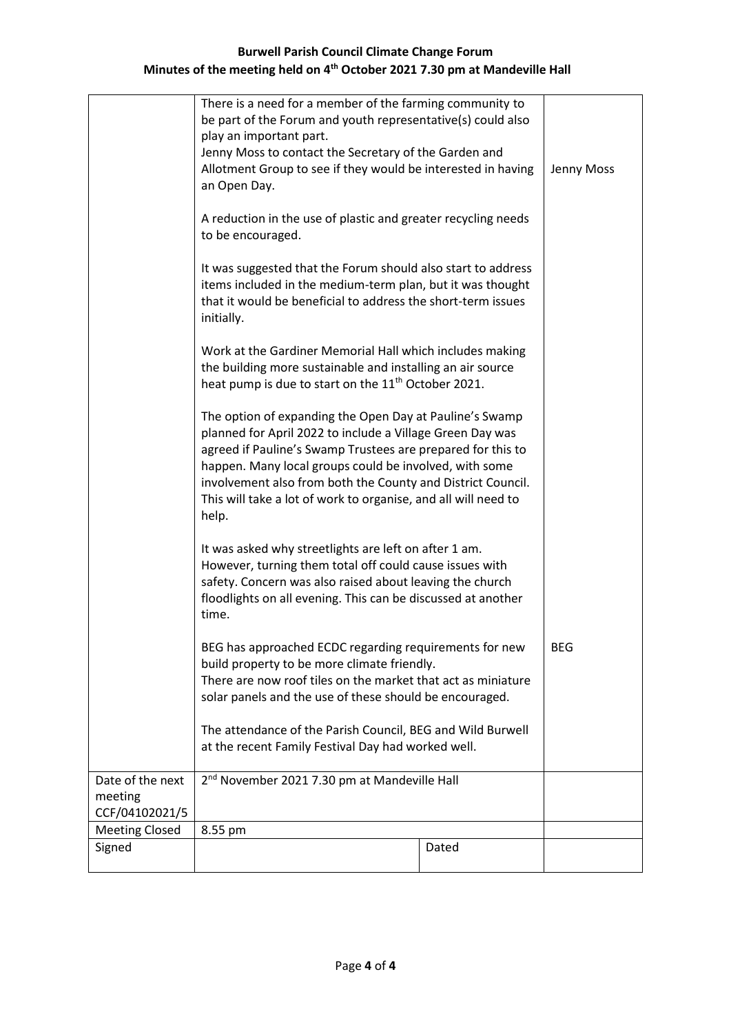**Burwell Parish Council Climate Change Forum**
**Minutes of the meeting held on 4th October 2021 7.30 pm at Mandeville Hall**

| | | | |
|---|---|---|---|
| | There is a need for a member of the farming community to be part of the Forum and youth representative(s) could also play an important part.<br>Jenny Moss to contact the Secretary of the Garden and Allotment Group to see if they would be interested in having an Open Day.<br><br>A reduction in the use of plastic and greater recycling needs to be encouraged.<br><br>It was suggested that the Forum should also start to address items included in the medium-term plan, but it was thought that it would be beneficial to address the short-term issues initially.<br><br>Work at the Gardiner Memorial Hall which includes making the building more sustainable and installing an air source heat pump is due to start on the 11th October 2021.<br><br>The option of expanding the Open Day at Pauline's Swamp planned for April 2022 to include a Village Green Day was agreed if Pauline's Swamp Trustees are prepared for this to happen. Many local groups could be involved, with some involvement also from both the County and District Council. This will take a lot of work to organise, and all will need to help.<br><br>It was asked why streetlights are left on after 1 am. However, turning them total off could cause issues with safety. Concern was also raised about leaving the church floodlights on all evening. This can be discussed at another time. | | Jenny Moss |
| | BEG has approached ECDC regarding requirements for new build property to be more climate friendly.<br>There are now roof tiles on the market that act as miniature solar panels and the use of these should be encouraged.<br><br>The attendance of the Parish Council, BEG and Wild Burwell at the recent Family Festival Day had worked well. | | BEG |
| Date of the next meeting CCF/04102021/5 | 2nd November 2021 7.30 pm at Mandeville Hall | | |
| Meeting Closed | 8.55 pm | | |
| Signed | | Dated | |